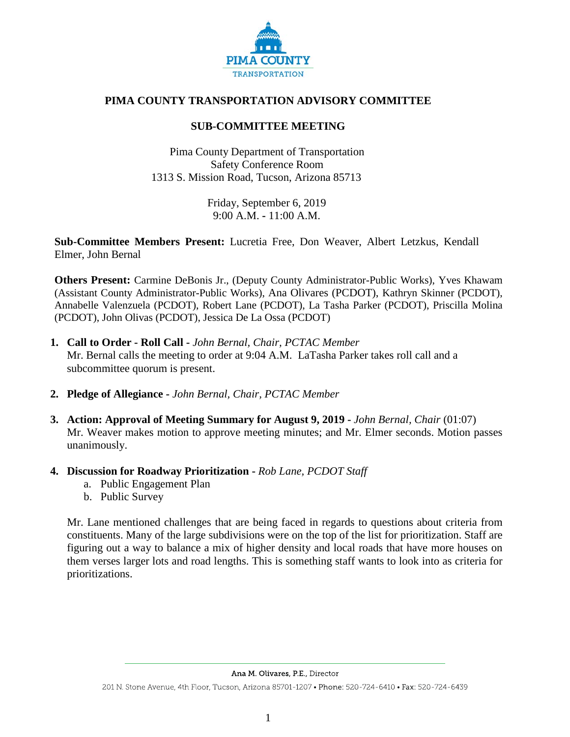# PIMA COUNTY TRANSPORTATION ADVISORY COMMITTEE

## SUB-COMMITTEE MEETING

Pima County Department of Transportation
Safety Conference Room
1313 S. Mission Road, Tucson, Arizona 85713

Friday, September 6, 2019
9:00 A.M. - 11:00 A.M.

**Sub-Committee Members Present:** Lucretia Free, Don Weaver, Albert Letzkus, Kendall Elmer, John Bernal

**Others Present:** Carmine DeBonis Jr., (Deputy County Administrator-Public Works), Yves Khawam (Assistant County Administrator-Public Works), Ana Olivares (PCDOT), Kathryn Skinner (PCDOT), Annabelle Valenzuela (PCDOT), Robert Lane (PCDOT), La Tasha Parker (PCDOT), Priscilla Molina (PCDOT), John Olivas (PCDOT), Jessica De La Ossa (PCDOT)

1. **Call to Order - Roll Call -** *John Bernal, Chair, PCTAC Member*
   Mr. Bernal calls the meeting to order at 9:04 A.M. LaTasha Parker takes roll call and a subcommittee quorum is present.

2. **Pledge of Allegiance -** *John Bernal, Chair, PCTAC Member*

3. **Action: Approval of Meeting Summary for August 9, 2019 -** *John Bernal, Chair* (01:07)
   Mr. Weaver makes motion to approve meeting minutes; and Mr. Elmer seconds. Motion passes unanimously.

4. **Discussion for Roadway Prioritization -** *Rob Lane, PCDOT Staff*
   a. Public Engagement Plan
   b. Public Survey

   Mr. Lane mentioned challenges that are being faced in regards to questions about criteria from constituents. Many of the large subdivisions were on the top of the list for prioritization. Staff are figuring out a way to balance a mix of higher density and local roads that have more houses on them verses larger lots and road lengths. This is something staff wants to look into as criteria for prioritizations.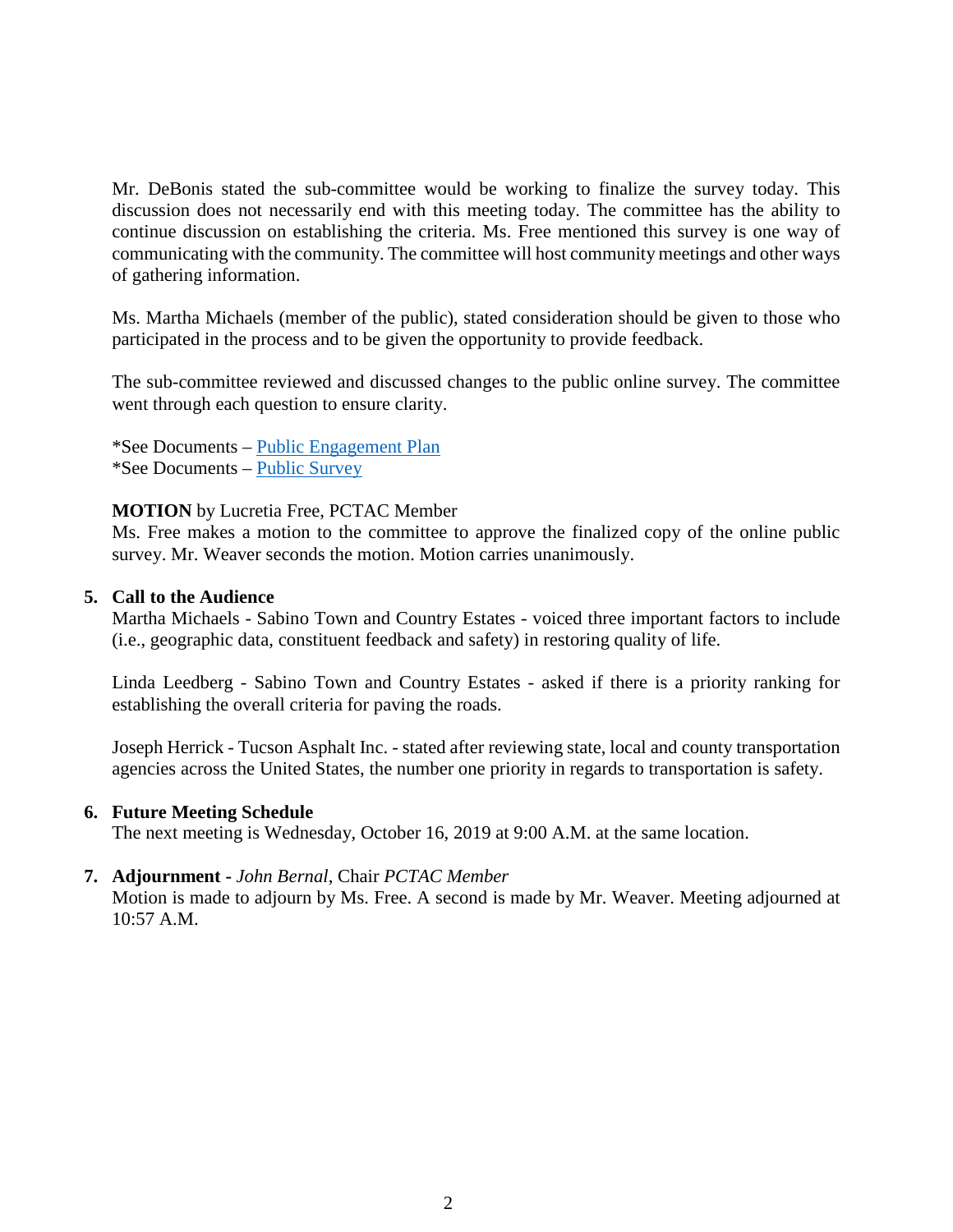Mr. DeBonis stated the sub-committee would be working to finalize the survey today. This discussion does not necessarily end with this meeting today. The committee has the ability to continue discussion on establishing the criteria. Ms. Free mentioned this survey is one way of communicating with the community. The committee will host community meetings and other ways of gathering information.

Ms. Martha Michaels (member of the public), stated consideration should be given to those who participated in the process and to be given the opportunity to provide feedback.

The sub-committee reviewed and discussed changes to the public online survey. The committee went through each question to ensure clarity.

*See Documents – Public Engagement Plan
*See Documents – Public Survey

**MOTION** by Lucretia Free, PCTAC Member
Ms. Free makes a motion to the committee to approve the finalized copy of the online public survey. Mr. Weaver seconds the motion. Motion carries unanimously.

5. **Call to the Audience**
   Martha Michaels - Sabino Town and Country Estates - voiced three important factors to include (i.e., geographic data, constituent feedback and safety) in restoring quality of life.

   Linda Leedberg - Sabino Town and Country Estates - asked if there is a priority ranking for establishing the overall criteria for paving the roads.

   Joseph Herrick - Tucson Asphalt Inc. - stated after reviewing state, local and county transportation agencies across the United States, the number one priority in regards to transportation is safety.

6. **Future Meeting Schedule**
   The next meeting is Wednesday, October 16, 2019 at 9:00 A.M. at the same location.

7. **Adjournment** - *John Bernal*, Chair *PCTAC Member*
   Motion is made to adjourn by Ms. Free. A second is made by Mr. Weaver. Meeting adjourned at 10:57 A.M.